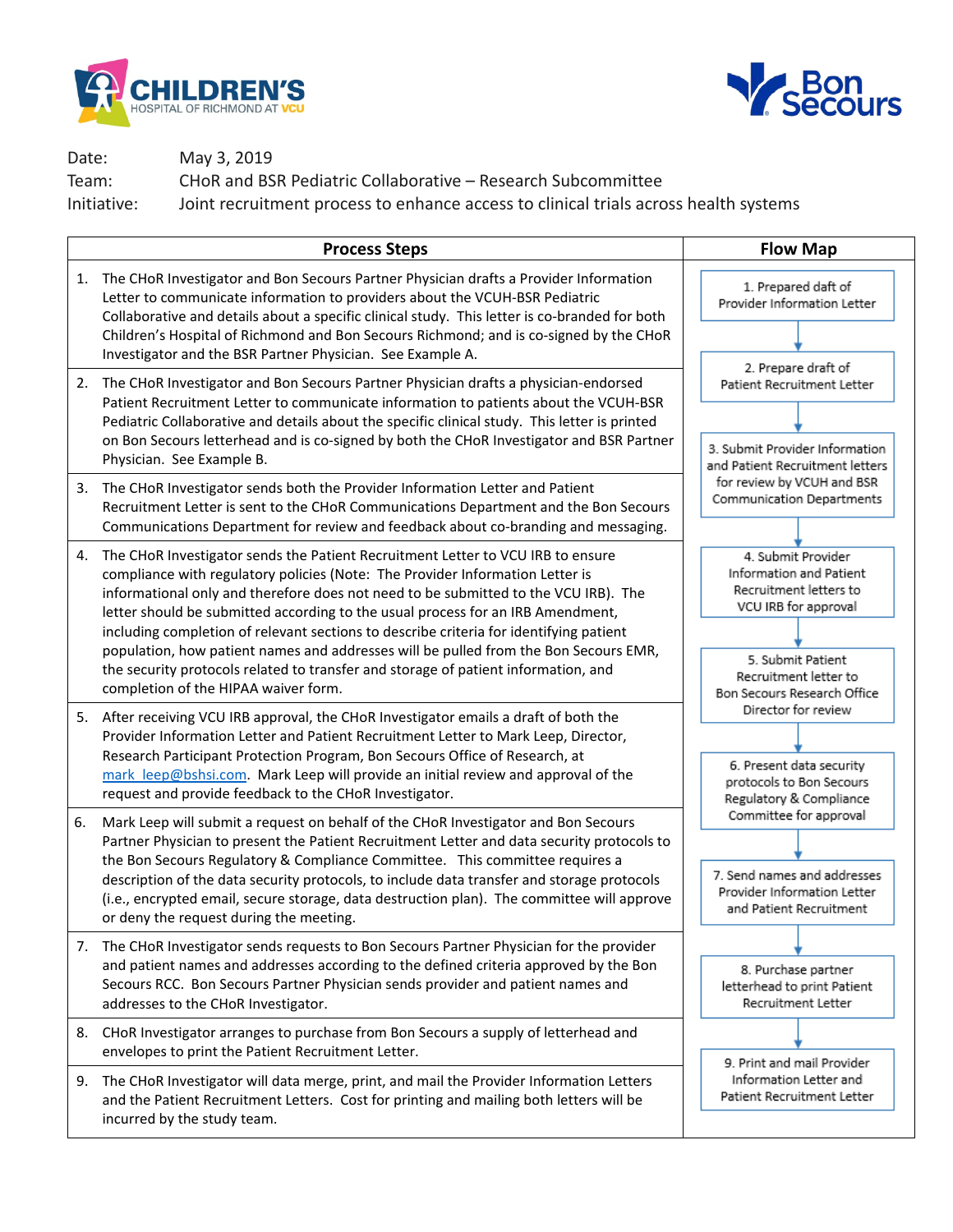CHILDREN'S HOSPITAL OF RICHMOND AT VCU

Bon Secours

Date: May 3, 2019

Team: CHoR and BSR Pediatric Collaborative – Research Subcommittee

Initiative: Joint recruitment process to enhance access to clinical trials across health systems

| Process Steps | Flow Map |
|---|---|
| 1. The CHoR Investigator and Bon Secours Partner Physician drafts a Provider Information Letter to communicate information to providers about the VCUH-BSR Pediatric Collaborative and details about a specific clinical study. This letter is co-branded for both Children's Hospital of Richmond and Bon Secours Richmond; and is co-signed by the CHoR Investigator and the BSR Partner Physician. See Example A. | 1. Prepared daft of Provider Information Letter |
| 2. The CHoR Investigator and Bon Secours Partner Physician drafts a physician-endorsed Patient Recruitment Letter to communicate information to patients about the VCUH-BSR Pediatric Collaborative and details about the specific clinical study. This letter is printed on Bon Secours letterhead and is co-signed by both the CHoR Investigator and BSR Partner Physician. See Example B. | 2. Prepare draft of Patient Recruitment Letter |
| 3. The CHoR Investigator sends both the Provider Information Letter and Patient Recruitment Letter is sent to the CHoR Communications Department and the Bon Secours Communications Department for review and feedback about co-branding and messaging. | 3. Submit Provider Information and Patient Recruitment letters for review by VCUH and BSR Communication Departments |
| 4. The CHoR Investigator sends the Patient Recruitment Letter to VCU IRB to ensure compliance with regulatory policies (Note: The Provider Information Letter is informational only and therefore does not need to be submitted to the VCU IRB). The letter should be submitted according to the usual process for an IRB Amendment, including completion of relevant sections to describe criteria for identifying patient population, how patient names and addresses will be pulled from the Bon Secours EMR, the security protocols related to transfer and storage of patient information, and completion of the HIPAA waiver form. | 4. Submit Provider Information and Patient Recruitment letters to VCU IRB for approval |
| 5. After receiving VCU IRB approval, the CHoR Investigator emails a draft of both the Provider Information Letter and Patient Recruitment Letter to Mark Leep, Director, Research Participant Protection Program, Bon Secours Office of Research, at mark_leep@bshsi.com. Mark Leep will provide an initial review and approval of the request and provide feedback to the CHoR Investigator. | 5. Submit Patient Recruitment letter to Bon Secours Research Office Director for review |
| 6. Mark Leep will submit a request on behalf of the CHoR Investigator and Bon Secours Partner Physician to present the Patient Recruitment Letter and data security protocols to the Bon Secours Regulatory & Compliance Committee. This committee requires a description of the data security protocols, to include data transfer and storage protocols (i.e., encrypted email, secure storage, data destruction plan). The committee will approve or deny the request during the meeting. | 6. Present data security protocols to Bon Secours Regulatory & Compliance Committee for approval |
| 7. The CHoR Investigator sends requests to Bon Secours Partner Physician for the provider and patient names and addresses according to the defined criteria approved by the Bon Secours RCC. Bon Secours Partner Physician sends provider and patient names and addresses to the CHoR Investigator. | 7. Send names and addresses Provider Information Letter and Patient Recruitment |
| 8. CHoR Investigator arranges to purchase from Bon Secours a supply of letterhead and envelopes to print the Patient Recruitment Letter. | 8. Purchase partner letterhead to print Patient Recruitment Letter |
| 9. The CHoR Investigator will data merge, print, and mail the Provider Information Letters and the Patient Recruitment Letters. Cost for printing and mailing both letters will be incurred by the study team. | 9. Print and mail Provider Information Letter and Patient Recruitment Letter |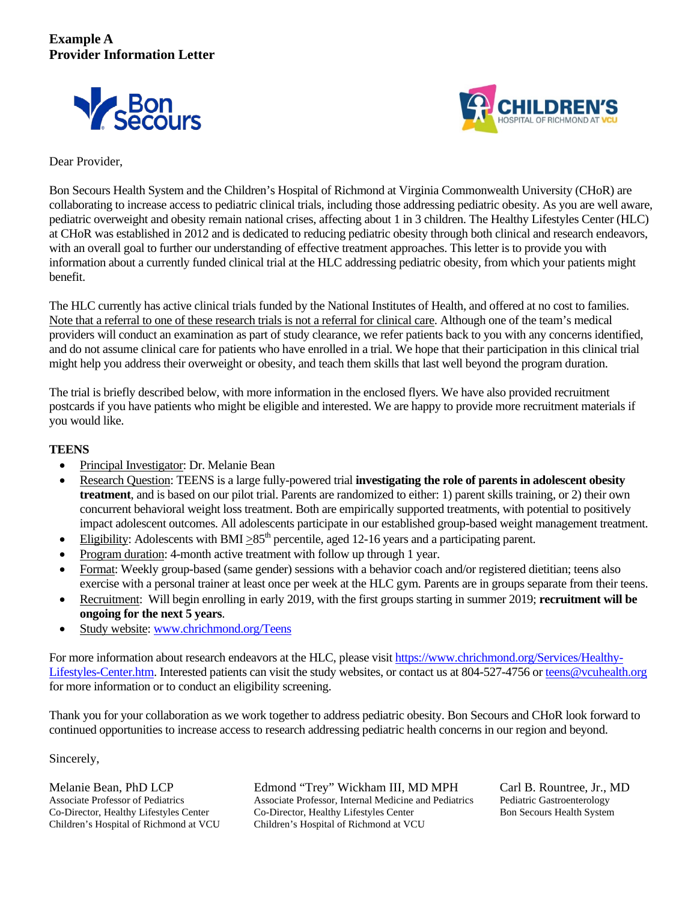**Example A**
**Provider Information Letter**

Dear Provider,

Bon Secours Health System and the Children's Hospital of Richmond at Virginia Commonwealth University (CHoR) are collaborating to increase access to pediatric clinical trials, including those addressing pediatric obesity. As you are well aware, pediatric overweight and obesity remain national crises, affecting about 1 in 3 children. The Healthy Lifestyles Center (HLC) at CHoR was established in 2012 and is dedicated to reducing pediatric obesity through both clinical and research endeavors, with an overall goal to further our understanding of effective treatment approaches. This letter is to provide you with information about a currently funded clinical trial at the HLC addressing pediatric obesity, from which your patients might benefit.

The HLC currently has active clinical trials funded by the National Institutes of Health, and offered at no cost to families. <u>Note that a referral to one of these research trials is not a referral for clinical care</u>. Although one of the team's medical providers will conduct an examination as part of study clearance, we refer patients back to you with any concerns identified, and do not assume clinical care for patients who have enrolled in a trial. We hope that their participation in this clinical trial might help you address their overweight or obesity, and teach them skills that last well beyond the program duration.

The trial is briefly described below, with more information in the enclosed flyers. We have also provided recruitment postcards if you have patients who might be eligible and interested. We are happy to provide more recruitment materials if you would like.

**TEENS**

- <u>Principal Investigator</u>: Dr. Melanie Bean
- <u>Research Question</u>: TEENS is a large fully-powered trial **investigating the role of parents in adolescent obesity treatment**, and is based on our pilot trial. Parents are randomized to either: 1) parent skills training, or 2) their own concurrent behavioral weight loss treatment. Both are empirically supported treatments, with potential to positively impact adolescent outcomes. All adolescents participate in our established group-based weight management treatment.
- <u>Eligibility</u>: Adolescents with BMI $\geq$85$^{th}$ percentile, aged 12-16 years and a participating parent.
- <u>Program duration</u>: 4-month active treatment with follow up through 1 year.
- <u>Format</u>: Weekly group-based (same gender) sessions with a behavior coach and/or registered dietitian; teens also exercise with a personal trainer at least once per week at the HLC gym. Parents are in groups separate from their teens.
- <u>Recruitment</u>: Will begin enrolling in early 2019, with the first groups starting in summer 2019; **recruitment will be ongoing for the next 5 years**.
- <u>Study website</u>: www.chrichmond.org/Teens

For more information about research endeavors at the HLC, please visit https://www.chrichmond.org/Services/Healthy-Lifestyles-Center.htm. Interested patients can visit the study websites, or contact us at 804-527-4756 or teens@vcuhealth.org for more information or to conduct an eligibility screening.

Thank you for your collaboration as we work together to address pediatric obesity. Bon Secours and CHoR look forward to continued opportunities to increase access to research addressing pediatric health concerns in our region and beyond.

Sincerely,

Melanie Bean, PhD LCP
Associate Professor of Pediatrics
Co-Director, Healthy Lifestyles Center
Children's Hospital of Richmond at VCU

Edmond "Trey" Wickham III, MD MPH
Associate Professor, Internal Medicine and Pediatrics
Co-Director, Healthy Lifestyles Center
Children's Hospital of Richmond at VCU

Carl B. Rountree, Jr., MD
Pediatric Gastroenterology
Bon Secours Health System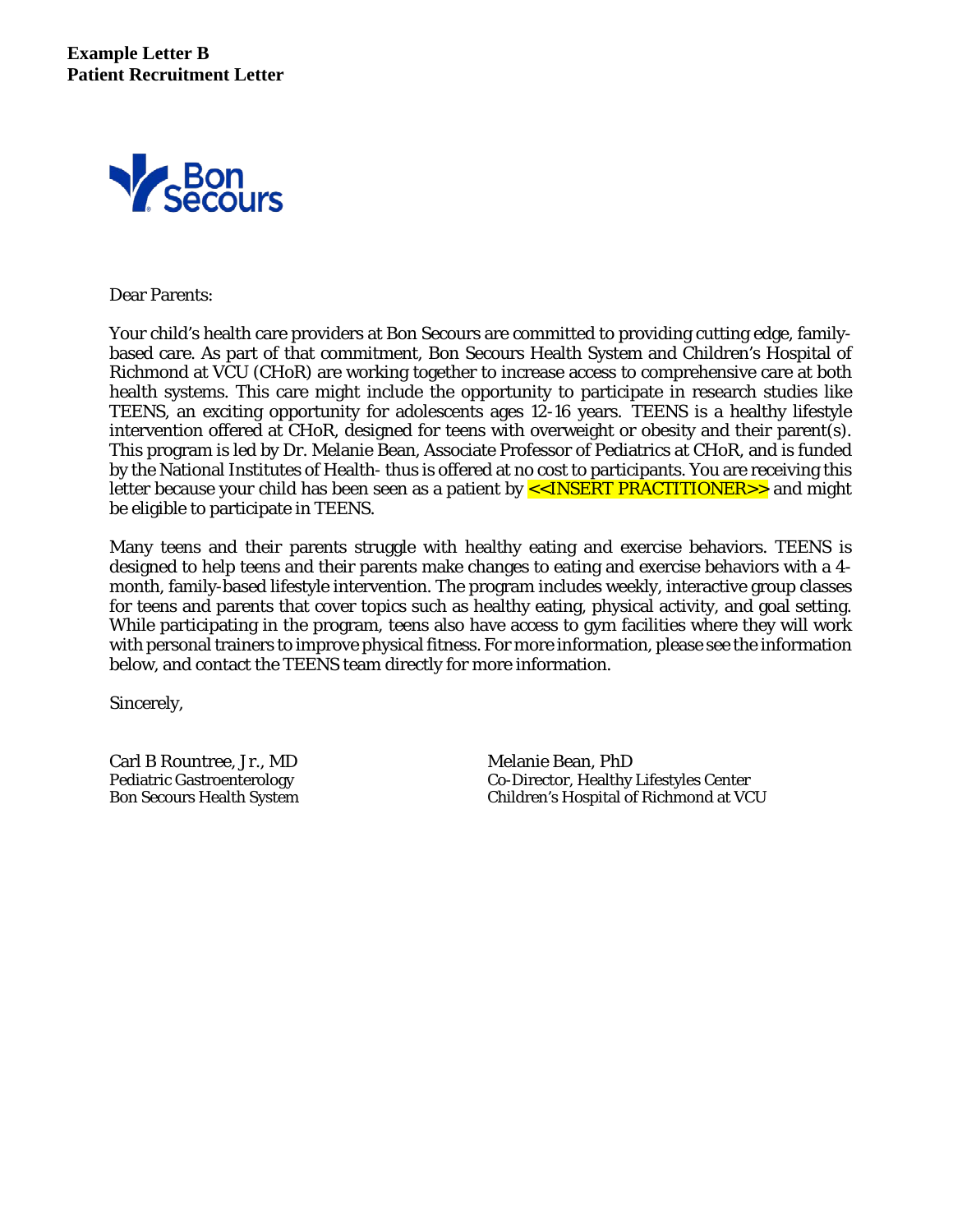**Example Letter B**
**Patient Recruitment Letter**

Bon Secours

Dear Parents:

Your child's health care providers at Bon Secours are committed to providing cutting edge, family-based care. As part of that commitment, Bon Secours Health System and Children's Hospital of Richmond at VCU (CHoR) are working together to increase access to comprehensive care at both health systems. This care might include the opportunity to participate in research studies like TEENS, an exciting opportunity for adolescents ages 12-16 years. TEENS is a healthy lifestyle intervention offered at CHoR, designed for teens with overweight or obesity and their parent(s). This program is led by Dr. Melanie Bean, Associate Professor of Pediatrics at CHoR, and is funded by the National Institutes of Health- thus is offered at no cost to participants. You are receiving this letter because your child has been seen as a patient by <<INSERT PRACTITIONER>> and might be eligible to participate in TEENS.

Many teens and their parents struggle with healthy eating and exercise behaviors. TEENS is designed to help teens and their parents make changes to eating and exercise behaviors with a 4-month, family-based lifestyle intervention. The program includes weekly, interactive group classes for teens and parents that cover topics such as healthy eating, physical activity, and goal setting. While participating in the program, teens also have access to gym facilities where they will work with personal trainers to improve physical fitness. For more information, please see the information below, and contact the TEENS team directly for more information.

Sincerely,

Carl B Rountree, Jr., MD
Pediatric Gastroenterology
Bon Secours Health System

Melanie Bean, PhD
Co-Director, Healthy Lifestyles Center
Children's Hospital of Richmond at VCU